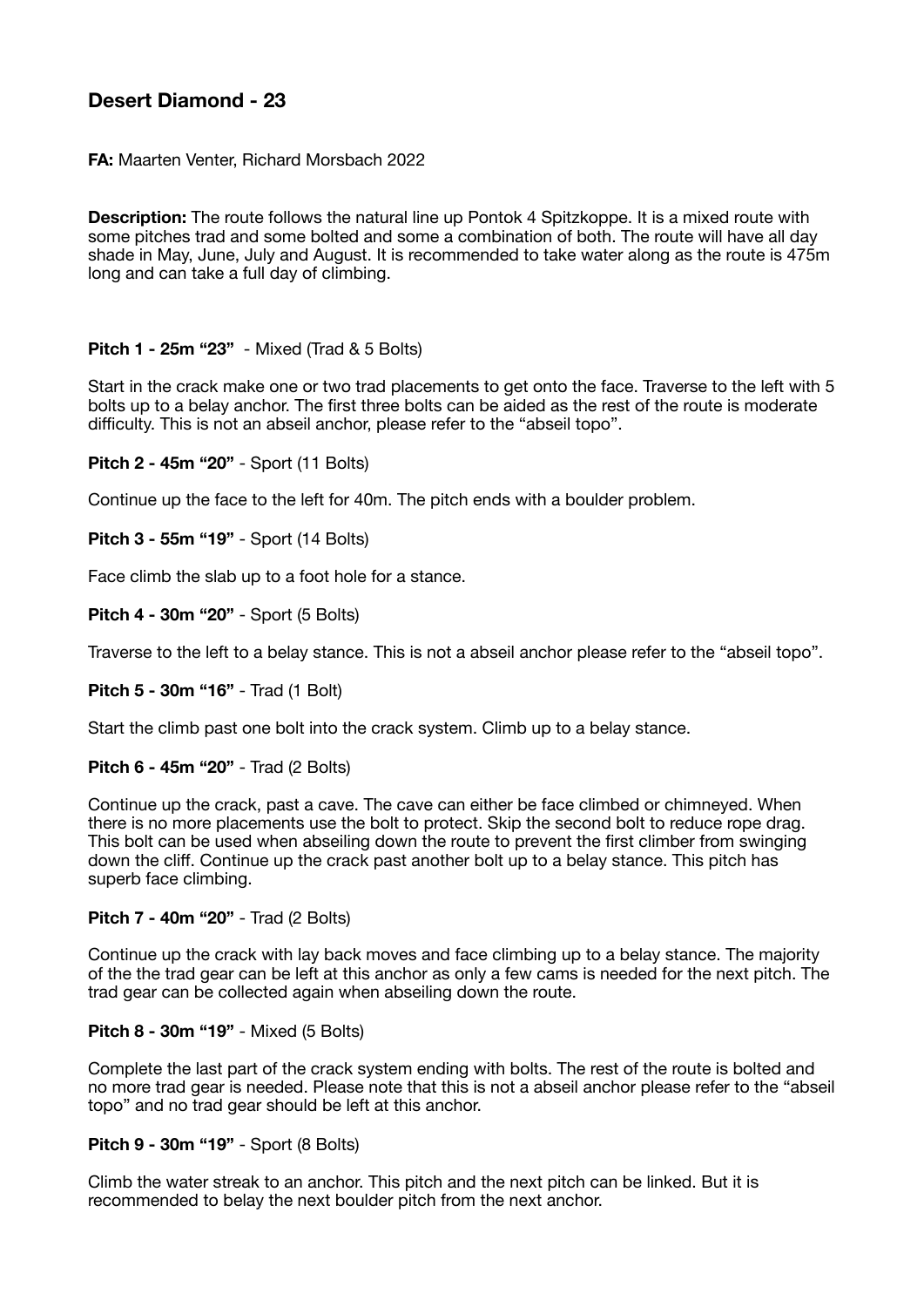## Desert Diamond - 23

**FA:** Maarten Venter, Richard Morsbach 2022

**Description:** The route follows the natural line up Pontok 4 Spitzkoppe. It is a mixed route with some pitches trad and some bolted and some a combination of both. The route will have all day shade in May, June, July and August. It is recommended to take water along as the route is 475m long and can take a full day of climbing.

**Pitch 1 - 25m "23"** - Mixed (Trad & 5 Bolts)

Start in the crack make one or two trad placements to get onto the face. Traverse to the left with 5 bolts up to a belay anchor. The first three bolts can be aided as the rest of the route is moderate difficulty. This is not an abseil anchor, please refer to the "abseil topo".

**Pitch 2 - 45m "20"** - Sport (11 Bolts)

Continue up the face to the left for 40m. The pitch ends with a boulder problem.

**Pitch 3 - 55m "19"** - Sport (14 Bolts)

Face climb the slab up to a foot hole for a stance.

**Pitch 4 - 30m "20"** - Sport (5 Bolts)

Traverse to the left to a belay stance. This is not a abseil anchor please refer to the "abseil topo".

**Pitch 5 - 30m "16"** - Trad (1 Bolt)

Start the climb past one bolt into the crack system. Climb up to a belay stance.

**Pitch 6 - 45m "20"** - Trad (2 Bolts)

Continue up the crack, past a cave. The cave can either be face climbed or chimneyed. When there is no more placements use the bolt to protect. Skip the second bolt to reduce rope drag. This bolt can be used when abseiling down the route to prevent the first climber from swinging down the cliff. Continue up the crack past another bolt up to a belay stance. This pitch has superb face climbing.

**Pitch 7 - 40m "20"** - Trad (2 Bolts)

Continue up the crack with lay back moves and face climbing up to a belay stance. The majority of the the trad gear can be left at this anchor as only a few cams is needed for the next pitch. The trad gear can be collected again when abseiling down the route.

**Pitch 8 - 30m "19"** - Mixed (5 Bolts)

Complete the last part of the crack system ending with bolts. The rest of the route is bolted and no more trad gear is needed. Please note that this is not a abseil anchor please refer to the "abseil topo" and no trad gear should be left at this anchor.

**Pitch 9 - 30m "19"** - Sport (8 Bolts)

Climb the water streak to an anchor. This pitch and the next pitch can be linked. But it is recommended to belay the next boulder pitch from the next anchor.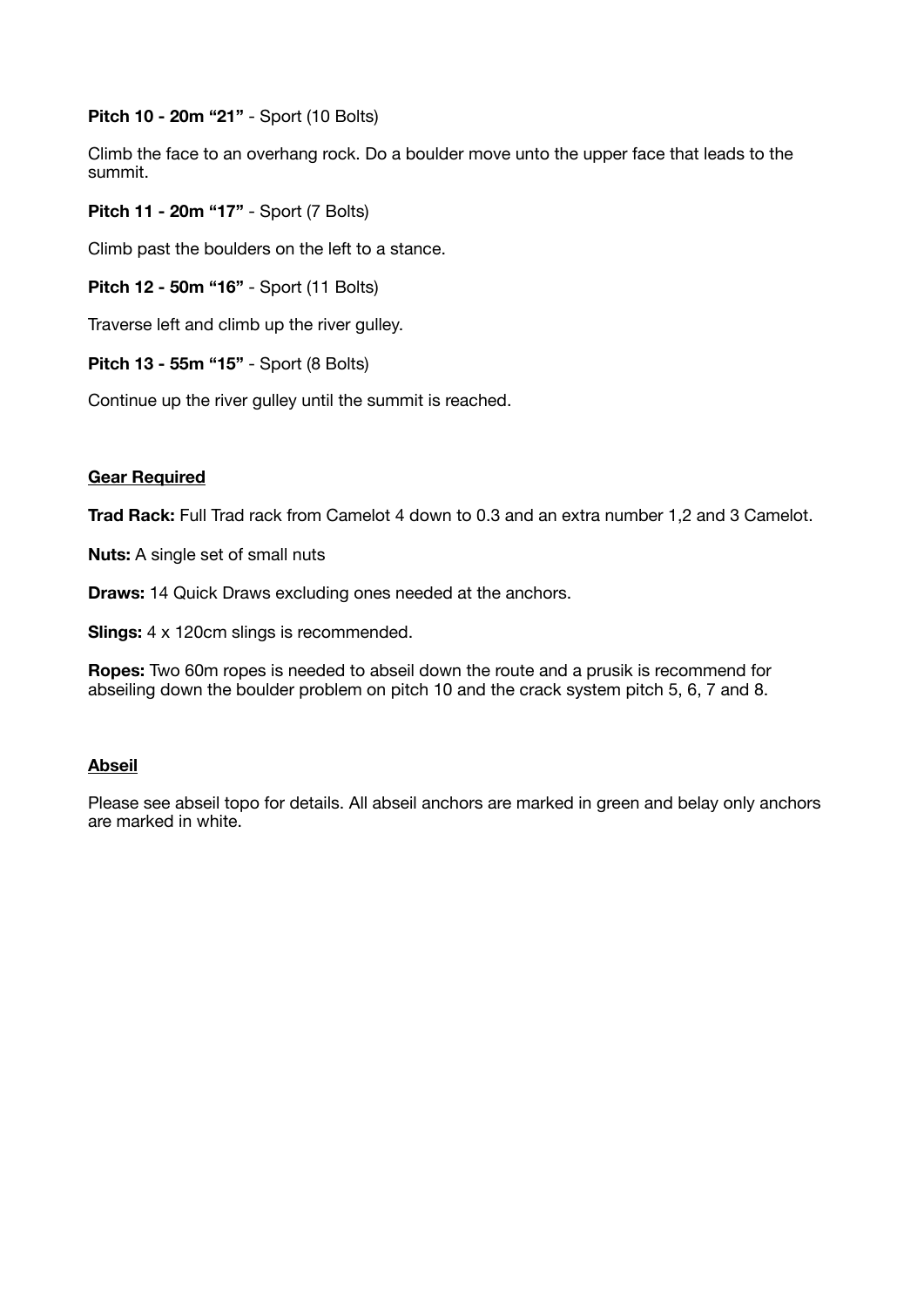**Pitch 10 - 20m “21”** - Sport (10 Bolts)

Climb the face to an overhang rock. Do a boulder move unto the upper face that leads to the summit.

**Pitch 11 - 20m “17”** - Sport (7 Bolts)

Climb past the boulders on the left to a stance.

**Pitch 12 - 50m “16”** - Sport (11 Bolts)

Traverse left and climb up the river gulley.

**Pitch 13 - 55m “15”** - Sport (8 Bolts)

Continue up the river gulley until the summit is reached.

## Gear Required

**Trad Rack:** Full Trad rack from Camelot 4 down to 0.3 and an extra number 1,2 and 3 Camelot.

**Nuts:** A single set of small nuts

**Draws:** 14 Quick Draws excluding ones needed at the anchors.

**Slings:** 4 x 120cm slings is recommended.

**Ropes:** Two 60m ropes is needed to abseil down the route and a prusik is recommend for abseiling down the boulder problem on pitch 10 and the crack system pitch 5, 6, 7 and 8.

## Abseil

Please see abseil topo for details. All abseil anchors are marked in green and belay only anchors are marked in white.